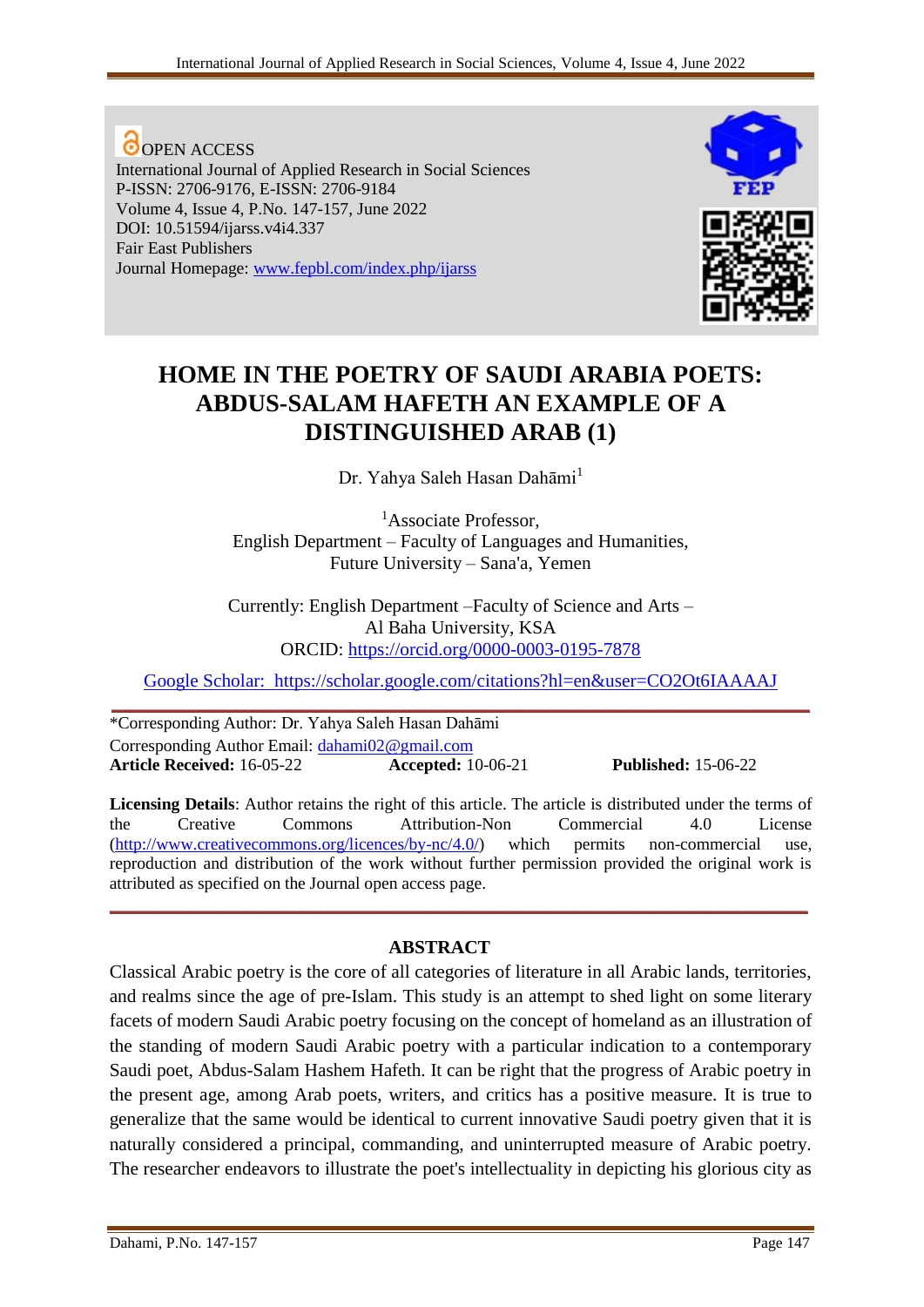OPEN ACCESS
International Journal of Applied Research in Social Sciences
P-ISSN: 2706-9176, E-ISSN: 2706-9184
Volume 4, Issue 4, P.No. 147-157, June 2022
DOI: 10.51594/ijarss.v4i4.337
Fair East Publishers
Journal Homepage: www.fepbl.com/index.php/ijarss

# HOME IN THE POETRY OF SAUDI ARABIA POETS: ABDUS-SALAM HAFETH AN EXAMPLE OF A DISTINGUISHED ARAB (1)

Dr. Yahya Saleh Hasan Dahāmi[1]

[1]Associate Professor,
English Department – Faculty of Languages and Humanities,
Future University – Sana'a, Yemen

Currently: English Department –Faculty of Science and Arts –
Al Baha University, KSA
ORCID: https://orcid.org/0000-0003-0195-7878

Google Scholar: https://scholar.google.com/citations?hl=en&user=CO2Ot6IAAAAJ

*Corresponding Author: Dr. Yahya Saleh Hasan Dahāmi
Corresponding Author Email: dahami02@gmail.com
**Article Received:** 16-05-22 **Accepted:** 10-06-21 **Published:** 15-06-22

**Licensing Details**: Author retains the right of this article. The article is distributed under the terms of the Creative Commons Attribution-Non Commercial 4.0 License (http://www.creativecommons.org/licences/by-nc/4.0/) which permits non-commercial use, reproduction and distribution of the work without further permission provided the original work is attributed as specified on the Journal open access page.

## ABSTRACT

Classical Arabic poetry is the core of all categories of literature in all Arabic lands, territories, and realms since the age of pre-Islam. This study is an attempt to shed light on some literary facets of modern Saudi Arabic poetry focusing on the concept of homeland as an illustration of the standing of modern Saudi Arabic poetry with a particular indication to a contemporary Saudi poet, Abdus-Salam Hashem Hafeth. It can be right that the progress of Arabic poetry in the present age, among Arab poets, writers, and critics has a positive measure. It is true to generalize that the same would be identical to current innovative Saudi poetry given that it is naturally considered a principal, commanding, and uninterrupted measure of Arabic poetry. The researcher endeavors to illustrate the poet's intellectuality in depicting his glorious city as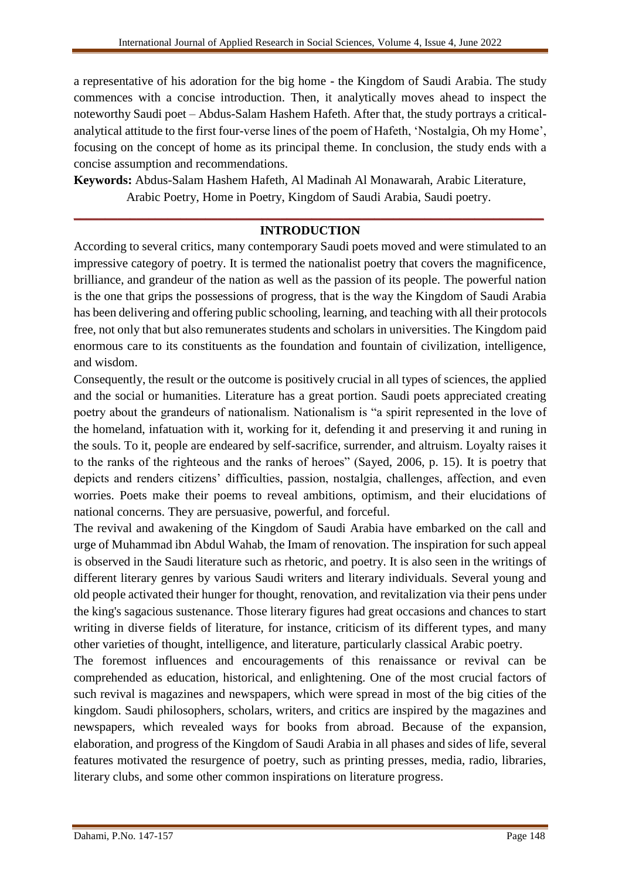a representative of his adoration for the big home - the Kingdom of Saudi Arabia. The study commences with a concise introduction. Then, it analytically moves ahead to inspect the noteworthy Saudi poet – Abdus-Salam Hashem Hafeth. After that, the study portrays a critical-analytical attitude to the first four-verse lines of the poem of Hafeth, 'Nostalgia, Oh my Home', focusing on the concept of home as its principal theme. In conclusion, the study ends with a concise assumption and recommendations.

**Keywords:** Abdus-Salam Hashem Hafeth, Al Madinah Al Monawarah, Arabic Literature, Arabic Poetry, Home in Poetry, Kingdom of Saudi Arabia, Saudi poetry.

## INTRODUCTION

According to several critics, many contemporary Saudi poets moved and were stimulated to an impressive category of poetry. It is termed the nationalist poetry that covers the magnificence, brilliance, and grandeur of the nation as well as the passion of its people. The powerful nation is the one that grips the possessions of progress, that is the way the Kingdom of Saudi Arabia has been delivering and offering public schooling, learning, and teaching with all their protocols free, not only that but also remunerates students and scholars in universities. The Kingdom paid enormous care to its constituents as the foundation and fountain of civilization, intelligence, and wisdom.

Consequently, the result or the outcome is positively crucial in all types of sciences, the applied and the social or humanities. Literature has a great portion. Saudi poets appreciated creating poetry about the grandeurs of nationalism. Nationalism is "a spirit represented in the love of the homeland, infatuation with it, working for it, defending it and preserving it and runing in the souls. To it, people are endeared by self-sacrifice, surrender, and altruism. Loyalty raises it to the ranks of the righteous and the ranks of heroes" (Sayed, 2006, p. 15). It is poetry that depicts and renders citizens' difficulties, passion, nostalgia, challenges, affection, and even worries. Poets make their poems to reveal ambitions, optimism, and their elucidations of national concerns. They are persuasive, powerful, and forceful.

The revival and awakening of the Kingdom of Saudi Arabia have embarked on the call and urge of Muhammad ibn Abdul Wahab, the Imam of renovation. The inspiration for such appeal is observed in the Saudi literature such as rhetoric, and poetry. It is also seen in the writings of different literary genres by various Saudi writers and literary individuals. Several young and old people activated their hunger for thought, renovation, and revitalization via their pens under the king's sagacious sustenance. Those literary figures had great occasions and chances to start writing in diverse fields of literature, for instance, criticism of its different types, and many other varieties of thought, intelligence, and literature, particularly classical Arabic poetry.

The foremost influences and encouragements of this renaissance or revival can be comprehended as education, historical, and enlightening. One of the most crucial factors of such revival is magazines and newspapers, which were spread in most of the big cities of the kingdom. Saudi philosophers, scholars, writers, and critics are inspired by the magazines and newspapers, which revealed ways for books from abroad. Because of the expansion, elaboration, and progress of the Kingdom of Saudi Arabia in all phases and sides of life, several features motivated the resurgence of poetry, such as printing presses, media, radio, libraries, literary clubs, and some other common inspirations on literature progress.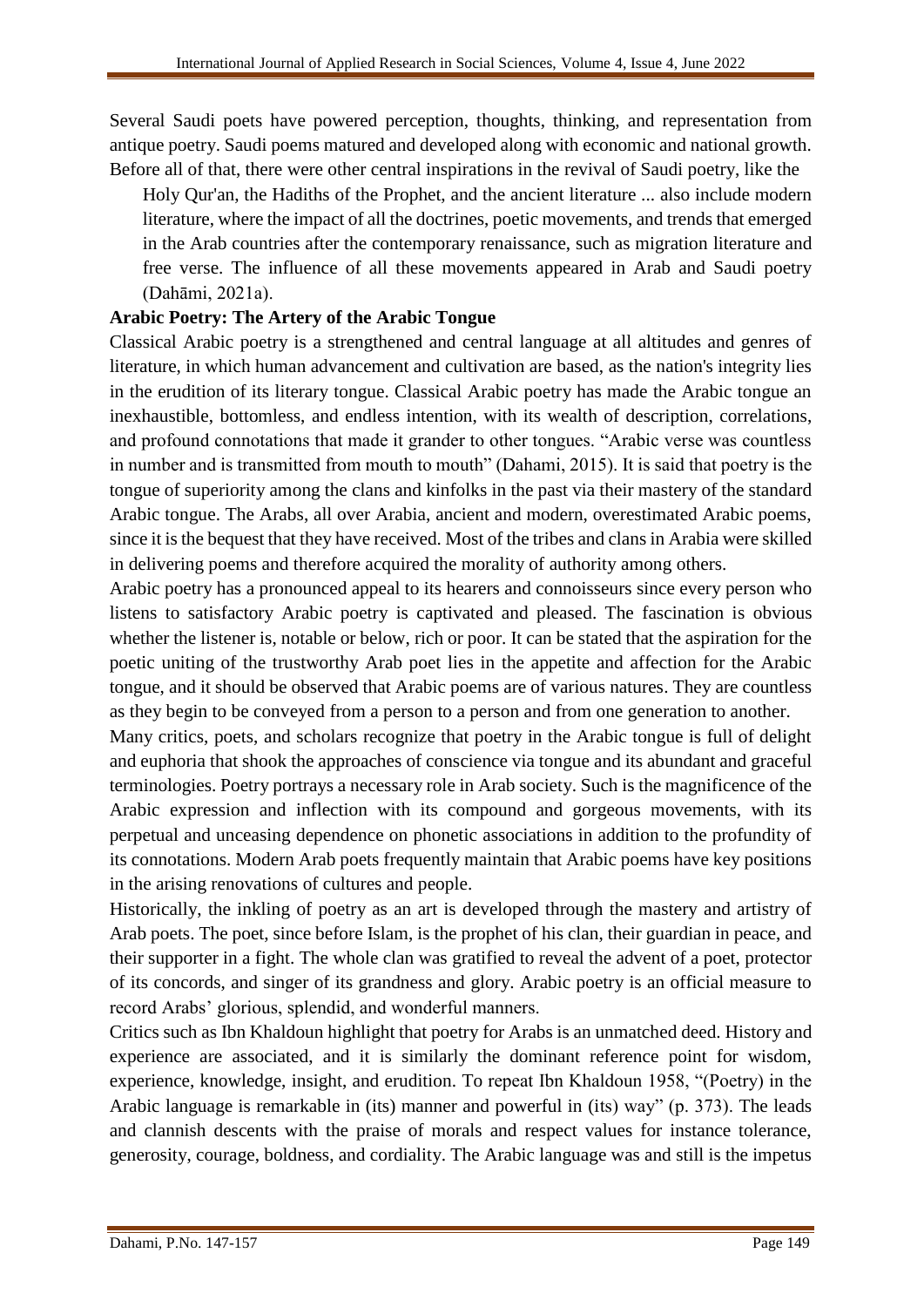Several Saudi poets have powered perception, thoughts, thinking, and representation from antique poetry. Saudi poems matured and developed along with economic and national growth. Before all of that, there were other central inspirations in the revival of Saudi poetry, like the

> Holy Qur'an, the Hadiths of the Prophet, and the ancient literature ... also include modern literature, where the impact of all the doctrines, poetic movements, and trends that emerged in the Arab countries after the contemporary renaissance, such as migration literature and free verse. The influence of all these movements appeared in Arab and Saudi poetry (Dahāmi, 2021a).

**Arabic Poetry: The Artery of the Arabic Tongue**

Classical Arabic poetry is a strengthened and central language at all altitudes and genres of literature, in which human advancement and cultivation are based, as the nation's integrity lies in the erudition of its literary tongue. Classical Arabic poetry has made the Arabic tongue an inexhaustible, bottomless, and endless intention, with its wealth of description, correlations, and profound connotations that made it grander to other tongues. "Arabic verse was countless in number and is transmitted from mouth to mouth" (Dahami, 2015). It is said that poetry is the tongue of superiority among the clans and kinfolks in the past via their mastery of the standard Arabic tongue. The Arabs, all over Arabia, ancient and modern, overestimated Arabic poems, since it is the bequest that they have received. Most of the tribes and clans in Arabia were skilled in delivering poems and therefore acquired the morality of authority among others.

Arabic poetry has a pronounced appeal to its hearers and connoisseurs since every person who listens to satisfactory Arabic poetry is captivated and pleased. The fascination is obvious whether the listener is, notable or below, rich or poor. It can be stated that the aspiration for the poetic uniting of the trustworthy Arab poet lies in the appetite and affection for the Arabic tongue, and it should be observed that Arabic poems are of various natures. They are countless as they begin to be conveyed from a person to a person and from one generation to another.

Many critics, poets, and scholars recognize that poetry in the Arabic tongue is full of delight and euphoria that shook the approaches of conscience via tongue and its abundant and graceful terminologies. Poetry portrays a necessary role in Arab society. Such is the magnificence of the Arabic expression and inflection with its compound and gorgeous movements, with its perpetual and unceasing dependence on phonetic associations in addition to the profundity of its connotations. Modern Arab poets frequently maintain that Arabic poems have key positions in the arising renovations of cultures and people.

Historically, the inkling of poetry as an art is developed through the mastery and artistry of Arab poets. The poet, since before Islam, is the prophet of his clan, their guardian in peace, and their supporter in a fight. The whole clan was gratified to reveal the advent of a poet, protector of its concords, and singer of its grandness and glory. Arabic poetry is an official measure to record Arabs' glorious, splendid, and wonderful manners.

Critics such as Ibn Khaldoun highlight that poetry for Arabs is an unmatched deed. History and experience are associated, and it is similarly the dominant reference point for wisdom, experience, knowledge, insight, and erudition. To repeat Ibn Khaldoun 1958, "(Poetry) in the Arabic language is remarkable in (its) manner and powerful in (its) way" (p. 373). The leads and clannish descents with the praise of morals and respect values for instance tolerance, generosity, courage, boldness, and cordiality. The Arabic language was and still is the impetus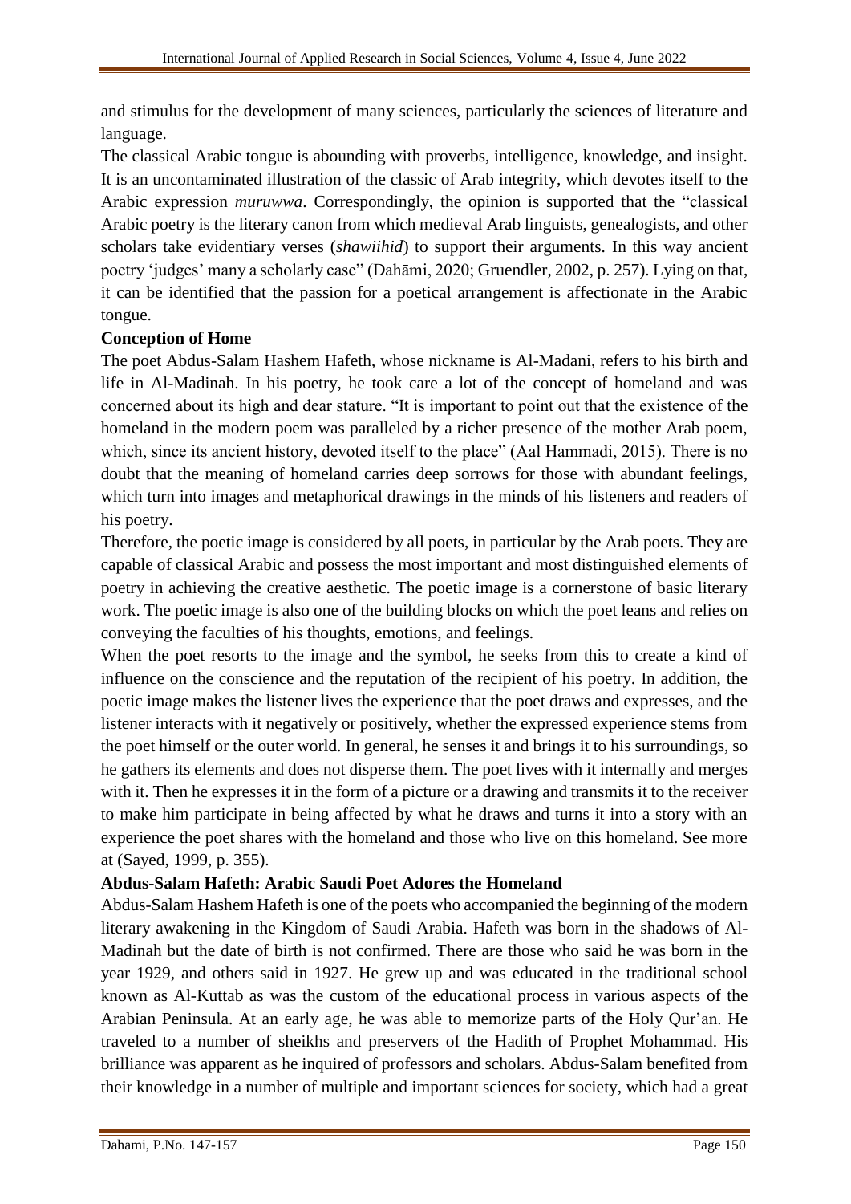and stimulus for the development of many sciences, particularly the sciences of literature and language.

The classical Arabic tongue is abounding with proverbs, intelligence, knowledge, and insight. It is an uncontaminated illustration of the classic of Arab integrity, which devotes itself to the Arabic expression *muruwwa*. Correspondingly, the opinion is supported that the "classical Arabic poetry is the literary canon from which medieval Arab linguists, genealogists, and other scholars take evidentiary verses (*shawiihid*) to support their arguments. In this way ancient poetry 'judges' many a scholarly case" (Dahāmi, 2020; Gruendler, 2002, p. 257). Lying on that, it can be identified that the passion for a poetical arrangement is affectionate in the Arabic tongue.

**Conception of Home**

The poet Abdus-Salam Hashem Hafeth, whose nickname is Al-Madani, refers to his birth and life in Al-Madinah. In his poetry, he took care a lot of the concept of homeland and was concerned about its high and dear stature. "It is important to point out that the existence of the homeland in the modern poem was paralleled by a richer presence of the mother Arab poem, which, since its ancient history, devoted itself to the place" (Aal Hammadi, 2015). There is no doubt that the meaning of homeland carries deep sorrows for those with abundant feelings, which turn into images and metaphorical drawings in the minds of his listeners and readers of his poetry.

Therefore, the poetic image is considered by all poets, in particular by the Arab poets. They are capable of classical Arabic and possess the most important and most distinguished elements of poetry in achieving the creative aesthetic. The poetic image is a cornerstone of basic literary work. The poetic image is also one of the building blocks on which the poet leans and relies on conveying the faculties of his thoughts, emotions, and feelings.

When the poet resorts to the image and the symbol, he seeks from this to create a kind of influence on the conscience and the reputation of the recipient of his poetry. In addition, the poetic image makes the listener lives the experience that the poet draws and expresses, and the listener interacts with it negatively or positively, whether the expressed experience stems from the poet himself or the outer world. In general, he senses it and brings it to his surroundings, so he gathers its elements and does not disperse them. The poet lives with it internally and merges with it. Then he expresses it in the form of a picture or a drawing and transmits it to the receiver to make him participate in being affected by what he draws and turns it into a story with an experience the poet shares with the homeland and those who live on this homeland. See more at (Sayed, 1999, p. 355).

**Abdus-Salam Hafeth: Arabic Saudi Poet Adores the Homeland**

Abdus-Salam Hashem Hafeth is one of the poets who accompanied the beginning of the modern literary awakening in the Kingdom of Saudi Arabia. Hafeth was born in the shadows of Al-Madinah but the date of birth is not confirmed. There are those who said he was born in the year 1929, and others said in 1927. He grew up and was educated in the traditional school known as Al-Kuttab as was the custom of the educational process in various aspects of the Arabian Peninsula. At an early age, he was able to memorize parts of the Holy Qur'an. He traveled to a number of sheikhs and preservers of the Hadith of Prophet Mohammad. His brilliance was apparent as he inquired of professors and scholars. Abdus-Salam benefited from their knowledge in a number of multiple and important sciences for society, which had a great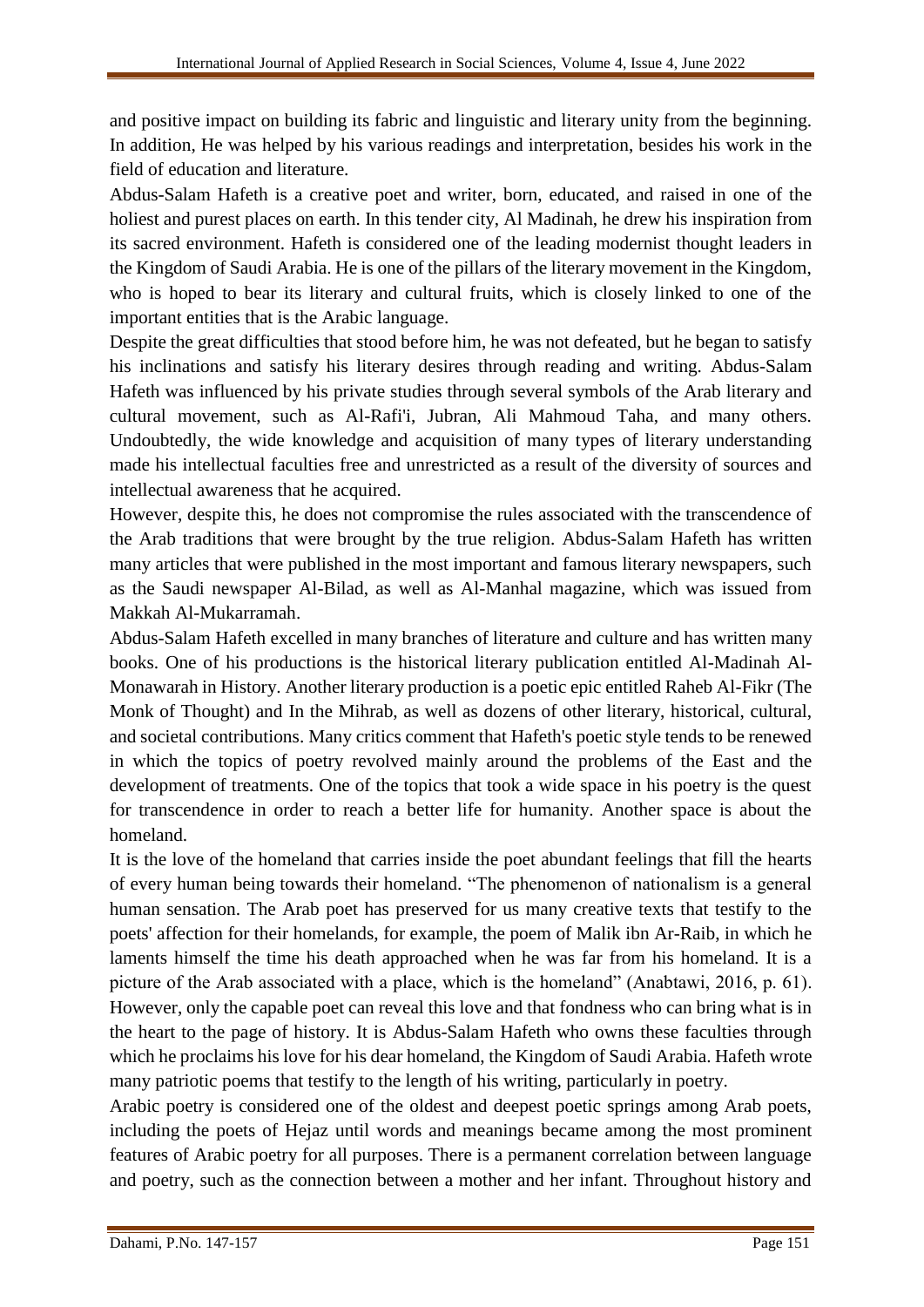and positive impact on building its fabric and linguistic and literary unity from the beginning. In addition, He was helped by his various readings and interpretation, besides his work in the field of education and literature.

Abdus-Salam Hafeth is a creative poet and writer, born, educated, and raised in one of the holiest and purest places on earth. In this tender city, Al Madinah, he drew his inspiration from its sacred environment. Hafeth is considered one of the leading modernist thought leaders in the Kingdom of Saudi Arabia. He is one of the pillars of the literary movement in the Kingdom, who is hoped to bear its literary and cultural fruits, which is closely linked to one of the important entities that is the Arabic language.

Despite the great difficulties that stood before him, he was not defeated, but he began to satisfy his inclinations and satisfy his literary desires through reading and writing. Abdus-Salam Hafeth was influenced by his private studies through several symbols of the Arab literary and cultural movement, such as Al-Rafi'i, Jubran, Ali Mahmoud Taha, and many others. Undoubtedly, the wide knowledge and acquisition of many types of literary understanding made his intellectual faculties free and unrestricted as a result of the diversity of sources and intellectual awareness that he acquired.

However, despite this, he does not compromise the rules associated with the transcendence of the Arab traditions that were brought by the true religion. Abdus-Salam Hafeth has written many articles that were published in the most important and famous literary newspapers, such as the Saudi newspaper Al-Bilad, as well as Al-Manhal magazine, which was issued from Makkah Al-Mukarramah.

Abdus-Salam Hafeth excelled in many branches of literature and culture and has written many books. One of his productions is the historical literary publication entitled Al-Madinah Al-Monawarah in History. Another literary production is a poetic epic entitled Raheb Al-Fikr (The Monk of Thought) and In the Mihrab, as well as dozens of other literary, historical, cultural, and societal contributions. Many critics comment that Hafeth's poetic style tends to be renewed in which the topics of poetry revolved mainly around the problems of the East and the development of treatments. One of the topics that took a wide space in his poetry is the quest for transcendence in order to reach a better life for humanity. Another space is about the homeland.

It is the love of the homeland that carries inside the poet abundant feelings that fill the hearts of every human being towards their homeland. "The phenomenon of nationalism is a general human sensation. The Arab poet has preserved for us many creative texts that testify to the poets' affection for their homelands, for example, the poem of Malik ibn Ar-Raib, in which he laments himself the time his death approached when he was far from his homeland. It is a picture of the Arab associated with a place, which is the homeland" (Anabtawi, 2016, p. 61). However, only the capable poet can reveal this love and that fondness who can bring what is in the heart to the page of history. It is Abdus-Salam Hafeth who owns these faculties through which he proclaims his love for his dear homeland, the Kingdom of Saudi Arabia. Hafeth wrote many patriotic poems that testify to the length of his writing, particularly in poetry.

Arabic poetry is considered one of the oldest and deepest poetic springs among Arab poets, including the poets of Hejaz until words and meanings became among the most prominent features of Arabic poetry for all purposes. There is a permanent correlation between language and poetry, such as the connection between a mother and her infant. Throughout history and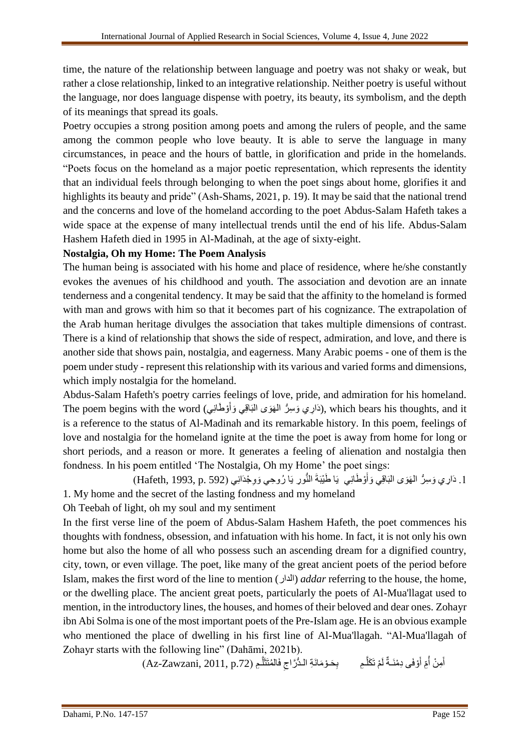time, the nature of the relationship between language and poetry was not shaky or weak, but rather a close relationship, linked to an integrative relationship. Neither poetry is useful without the language, nor does language dispense with poetry, its beauty, its symbolism, and the depth of its meanings that spread its goals.

Poetry occupies a strong position among poets and among the rulers of people, and the same among the common people who love beauty. It is able to serve the language in many circumstances, in peace and the hours of battle, in glorification and pride in the homelands. “Poets focus on the homeland as a major poetic representation, which represents the identity that an individual feels through belonging to when the poet sings about home, glorifies it and highlights its beauty and pride” (Ash-Shams, 2021, p. 19). It may be said that the national trend and the concerns and love of the homeland according to the poet Abdus-Salam Hafeth takes a wide space at the expense of many intellectual trends until the end of his life. Abdus-Salam Hashem Hafeth died in 1995 in Al-Madinah, at the age of sixty-eight.

**Nostalgia, Oh my Home: The Poem Analysis**

The human being is associated with his home and place of residence, where he/she constantly evokes the avenues of his childhood and youth. The association and devotion are an innate tenderness and a congenital tendency. It may be said that the affinity to the homeland is formed with man and grows with him so that it becomes part of his cognizance. The extrapolation of the Arab human heritage divulges the association that takes multiple dimensions of contrast. There is a kind of relationship that shows the side of respect, admiration, and love, and there is another side that shows pain, nostalgia, and eagerness. Many Arabic poems - one of them is the poem under study - represent this relationship with its various and varied forms and dimensions, which imply nostalgia for the homeland.

Abdus-Salam Hafeth's poetry carries feelings of love, pride, and admiration for his homeland. The poem begins with the word (دَارِي وَسِرُّ الهَوَى البَاقِي وَأَوْطَانِي), which bears his thoughts, and it is a reference to the status of Al-Madinah and its remarkable history. In this poem, feelings of love and nostalgia for the homeland ignite at the time the poet is away from home for long or short periods, and a reason or more. It generates a feeling of alienation and nostalgia then fondness. In his poem entitled ‘The Nostalgia, Oh my Home’ the poet sings:

1. دَارِي وَسِرُّ الهَوَى البَاقِي وَأَوْطَانِي يَا طَيْبَةَ النُّورِ يَا رُوحِي وَوِجْدَانِي (Hafeth, 1993, p. 592)

1. My home and the secret of the lasting fondness and my homeland
Oh Teebah of light, oh my soul and my sentiment

In the first verse line of the poem of Abdus-Salam Hashem Hafeth, the poet commences his thoughts with fondness, obsession, and infatuation with his home. In fact, it is not only his own home but also the home of all who possess such an ascending dream for a dignified country, city, town, or even village. The poet, like many of the great ancient poets of the period before Islam, makes the first word of the line to mention (الدار) *addar* referring to the house, the home, or the dwelling place. The ancient great poets, particularly the poets of Al-Mua'llagat used to mention, in the introductory lines, the houses, and homes of their beloved and dear ones. Zohayr ibn Abi Solma is one of the most important poets of the Pre-Islam age. He is an obvious example who mentioned the place of dwelling in his first line of Al-Mua'llagah. “Al-Mua'llagah of Zohayr starts with the following line” (Dahāmi, 2021b).

أَمِنْ أُمِّ أَوْفَى دِمْنَـةٌ لَمْ تَكَلَّـمِ بِحَـوْمَانَةِ الـدُّرَّاجِ فَالمُتَثَلَّـمِ (Az-Zawzani, 2011, p.72)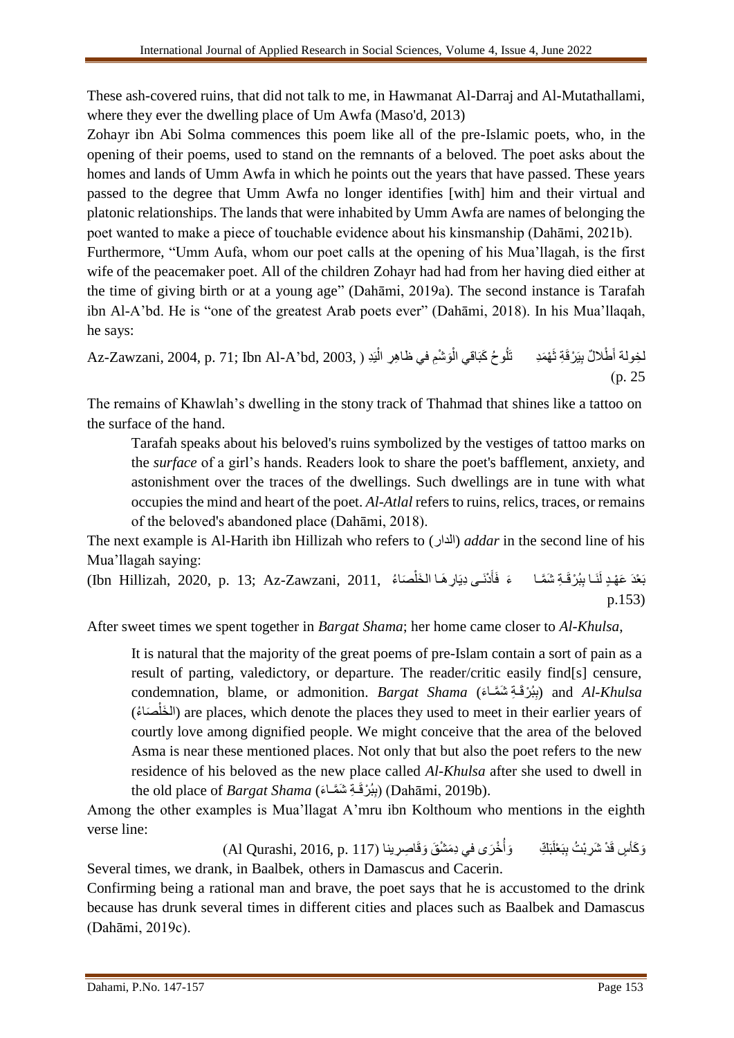These ash-covered ruins, that did not talk to me, in Hawmanat Al-Darraj and Al-Mutathallami, where they ever the dwelling place of Um Awfa (Maso'd, 2013)

Zohayr ibn Abi Solma commences this poem like all of the pre-Islamic poets, who, in the opening of their poems, used to stand on the remnants of a beloved. The poet asks about the homes and lands of Umm Awfa in which he points out the years that have passed. These years passed to the degree that Umm Awfa no longer identifies [with] him and their virtual and platonic relationships. The lands that were inhabited by Umm Awfa are names of belonging the poet wanted to make a piece of touchable evidence about his kinsmanship (Dahāmi, 2021b).

Furthermore, "Umm Aufa, whom our poet calls at the opening of his Mua'llagah, is the first wife of the peacemaker poet. All of the children Zohayr had had from her having died either at the time of giving birth or at a young age" (Dahāmi, 2019a). The second instance is Tarafah ibn Al-A'bd. He is "one of the greatest Arab poets ever" (Dahāmi, 2018). In his Mua'llaqah, he says:

لِخولة أَطْلالٌ بِبَرْقَةِ ثَهْمَدِ     تَلُوحُ كَبَاقِي الْوَشْمِ في ظاهِرِ الْيَدِ (Az-Zawzani, 2004, p. 71; Ibn Al-A'bd, 2003, p. 25)

The remains of Khawlah's dwelling in the stony track of Thahmad that shines like a tattoo on the surface of the hand.

> Tarafah speaks about his beloved's ruins symbolized by the vestiges of tattoo marks on the *surface* of a girl's hands. Readers look to share the poet's bafflement, anxiety, and astonishment over the traces of the dwellings. Such dwellings are in tune with what occupies the mind and heart of the poet. *Al-Atlal* refers to ruins, relics, traces, or remains of the beloved's abandoned place (Dahāmi, 2018).

The next example is Al-Harith ibn Hillizah who refers to (الدار) *addar* in the second line of his Mua'llagah saying:

بَعْدَ عَهْدٍ لَنَـا بِبُرْقَـةِ شَمَّـا     ءَ فَأَدْنَـى دِيَارِهَـا الخَلْصَاءُ (Ibn Hillizah, 2020, p. 13; Az-Zawzani, 2011, p.153)

After sweet times we spent together in *Bargat Shama*; her home came closer to *Al-Khulsa*,

> It is natural that the majority of the great poems of pre-Islam contain a sort of pain as a result of parting, valedictory, or departure. The reader/critic easily find[s] censure, condemnation, blame, or admonition. *Bargat Shama* (بِبُرْقَـةِ شَمَّـاء) and *Al-Khulsa* (الخَلْصَاءُ) are places, which denote the places they used to meet in their earlier years of courtly love among dignified people. We might conceive that the area of the beloved Asma is near these mentioned places. Not only that but also the poet refers to the new residence of his beloved as the new place called *Al-Khulsa* after she used to dwell in the old place of *Bargat Shama* (بِبُرْقَـةِ شَمَّـاء) (Dahāmi, 2019b).

Among the other examples is Mua'llagat A'mru ibn Kolthoum who mentions in the eighth verse line:

وَكَأْسٍ قَدْ شَرِبْتُ بِبَعْلَبَكٍّ     وَأُخْرَى في دِمَشْقَ وَقَاصِرِينا (Al Qurashi, 2016, p. 117)

Several times, we drank, in Baalbek, others in Damascus and Cacerin.

Confirming being a rational man and brave, the poet says that he is accustomed to the drink because has drunk several times in different cities and places such as Baalbek and Damascus (Dahāmi, 2019c).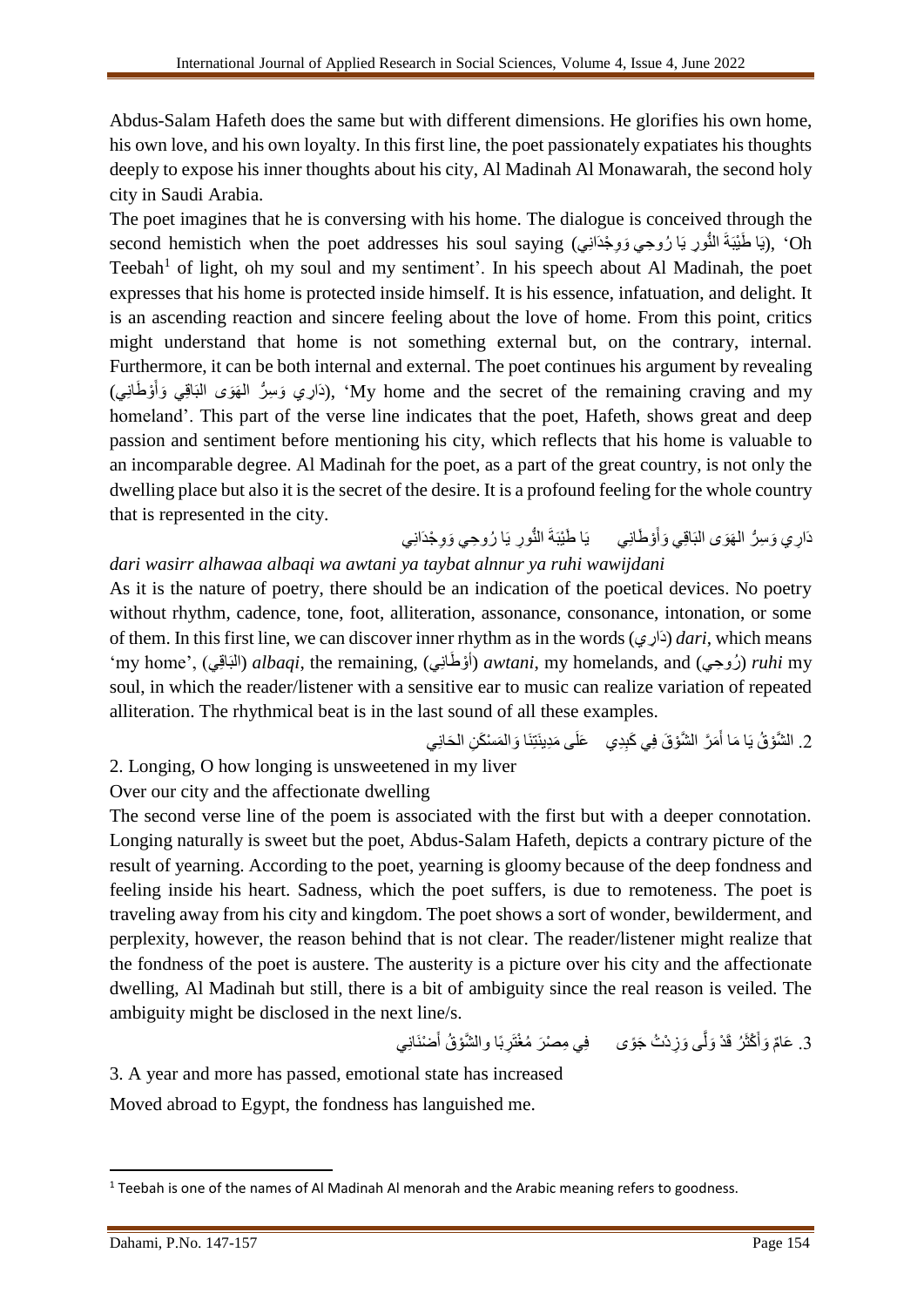Abdus-Salam Hafeth does the same but with different dimensions. He glorifies his own home, his own love, and his own loyalty. In this first line, the poet passionately expatiates his thoughts deeply to expose his inner thoughts about his city, Al Madinah Al Monawarah, the second holy city in Saudi Arabia.

The poet imagines that he is conversing with his home. The dialogue is conceived through the second hemistich when the poet addresses his soul saying (يَا طَيْبَةَ النُّورِ يَا رُوحِي وَوِجْدَانِي), 'Oh Teebah[1] of light, oh my soul and my sentiment'. In his speech about Al Madinah, the poet expresses that his home is protected inside himself. It is his essence, infatuation, and delight. It is an ascending reaction and sincere feeling about the love of home. From this point, critics might understand that home is not something external but, on the contrary, internal. Furthermore, it can be both internal and external. The poet continues his argument by revealing (دَارِي وَسِرُّ الهَوَى البَاقِي وَأَوْطَانِي), 'My home and the secret of the remaining craving and my homeland'. This part of the verse line indicates that the poet, Hafeth, shows great and deep passion and sentiment before mentioning his city, which reflects that his home is valuable to an incomparable degree. Al Madinah for the poet, as a part of the great country, is not only the dwelling place but also it is the secret of the desire. It is a profound feeling for the whole country that is represented in the city.

دَارِي وَسِرُّ الهَوَى البَاقِي وَأَوْطَانِي     يَا طَيْبَةَ النُّورِ يَا رُوحِي وَوِجْدَانِي

*dari wasirr alhawaa albaqi wa awtani ya taybat alnnur ya ruhi wawijdani*

As it is the nature of poetry, there should be an indication of the poetical devices. No poetry without rhythm, cadence, tone, foot, alliteration, assonance, consonance, intonation, or some of them. In this first line, we can discover inner rhythm as in the words (دَارِي) *dari*, which means 'my home', (البَاقِي) *albaqi*, the remaining, (أَوْطَانِي) *awtani*, my homelands, and (رُوحِي) *ruhi* my soul, in which the reader/listener with a sensitive ear to music can realize variation of repeated alliteration. The rhythmical beat is in the last sound of all these examples.

2. الشَّوْقُ يَا مَا أَمَرَّ الشَّوْقَ فِي كَبِدِي     عَلَى مَدِينَتِنَا وَالمَسْكَنِ الحَانِي

2. Longing, O how longing is unsweetened in my liver
Over our city and the affectionate dwelling

The second verse line of the poem is associated with the first but with a deeper connotation. Longing naturally is sweet but the poet, Abdus-Salam Hafeth, depicts a contrary picture of the result of yearning. According to the poet, yearning is gloomy because of the deep fondness and feeling inside his heart. Sadness, which the poet suffers, is due to remoteness. The poet is traveling away from his city and kingdom. The poet shows a sort of wonder, bewilderment, and perplexity, however, the reason behind that is not clear. The reader/listener might realize that the fondness of the poet is austere. The austerity is a picture over his city and the affectionate dwelling, Al Madinah but still, there is a bit of ambiguity since the real reason is veiled. The ambiguity might be disclosed in the next line/s.

3. عَامٌ وَأَكْثَرُ قَدْ وَلَّى وَزِدْتُ جَوًى     فِي مِصْرَ مُغْتَرِبًا والشَّوْقُ أَضْنَانِي

3. A year and more has passed, emotional state has increased
Moved abroad to Egypt, the fondness has languished me.

[1] Teebah is one of the names of Al Madinah Al menorah and the Arabic meaning refers to goodness.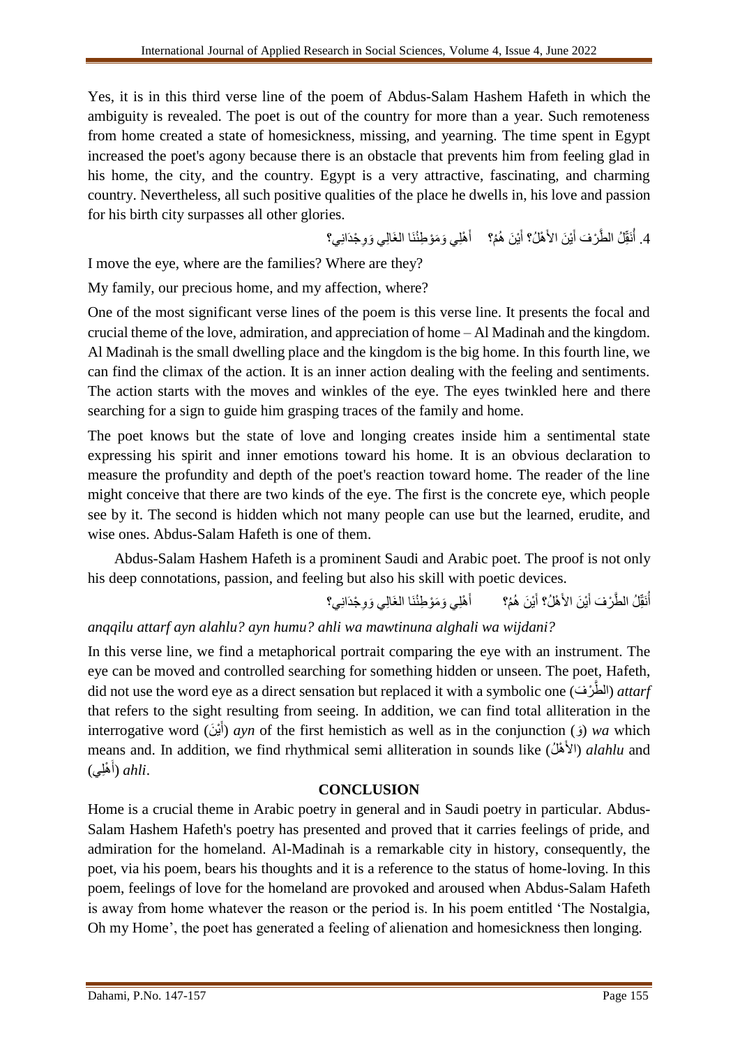Yes, it is in this third verse line of the poem of Abdus-Salam Hashem Hafeth in which the ambiguity is revealed. The poet is out of the country for more than a year. Such remoteness from home created a state of homesickness, missing, and yearning. The time spent in Egypt increased the poet's agony because there is an obstacle that prevents him from feeling glad in his home, the city, and the country. Egypt is a very attractive, fascinating, and charming country. Nevertheless, all such positive qualities of the place he dwells in, his love and passion for his birth city surpasses all other glories.

4. أُنَقِّلُ الطَّرْفَ أَيْنَ الأَهْلُ؟ أَيْنَ هُمُ؟ أَهْلِي وَمَوْطِنُنَا الغَالِي وَوِجْدَانِي؟

I move the eye, where are the families? Where are they?

My family, our precious home, and my affection, where?

One of the most significant verse lines of the poem is this verse line. It presents the focal and crucial theme of the love, admiration, and appreciation of home – Al Madinah and the kingdom. Al Madinah is the small dwelling place and the kingdom is the big home. In this fourth line, we can find the climax of the action. It is an inner action dealing with the feeling and sentiments. The action starts with the moves and winkles of the eye. The eyes twinkled here and there searching for a sign to guide him grasping traces of the family and home.

The poet knows but the state of love and longing creates inside him a sentimental state expressing his spirit and inner emotions toward his home. It is an obvious declaration to measure the profundity and depth of the poet's reaction toward home. The reader of the line might conceive that there are two kinds of the eye. The first is the concrete eye, which people see by it. The second is hidden which not many people can use but the learned, erudite, and wise ones. Abdus-Salam Hafeth is one of them.

Abdus-Salam Hashem Hafeth is a prominent Saudi and Arabic poet. The proof is not only his deep connotations, passion, and feeling but also his skill with poetic devices.

أُنَقِّلُ الطَّرْفَ أَيْنَ الأَهْلُ؟ أَيْنَ هُمُ؟ أَهْلِي وَمَوْطِنُنَا الغَالِي وَوِجْدَانِي؟

*anqqilu attarf ayn alahlu? ayn humu? ahli wa mawtinuna alghali wa wijdani?*

In this verse line, we find a metaphorical portrait comparing the eye with an instrument. The eye can be moved and controlled searching for something hidden or unseen. The poet, Hafeth, did not use the word eye as a direct sensation but replaced it with a symbolic one (الطَّرْفَ) *attarf* that refers to the sight resulting from seeing. In addition, we can find total alliteration in the interrogative word (أَيْنَ) *ayn* of the first hemistich as well as in the conjunction (وَ) *wa* which means and. In addition, we find rhythmical semi alliteration in sounds like (الأَهْلُ) *alahlu* and (أَهْلِي) *ahli*.

## CONCLUSION

Home is a crucial theme in Arabic poetry in general and in Saudi poetry in particular. Abdus-Salam Hashem Hafeth's poetry has presented and proved that it carries feelings of pride, and admiration for the homeland. Al-Madinah is a remarkable city in history, consequently, the poet, via his poem, bears his thoughts and it is a reference to the status of home-loving. In this poem, feelings of love for the homeland are provoked and aroused when Abdus-Salam Hafeth is away from home whatever the reason or the period is. In his poem entitled 'The Nostalgia, Oh my Home', the poet has generated a feeling of alienation and homesickness then longing.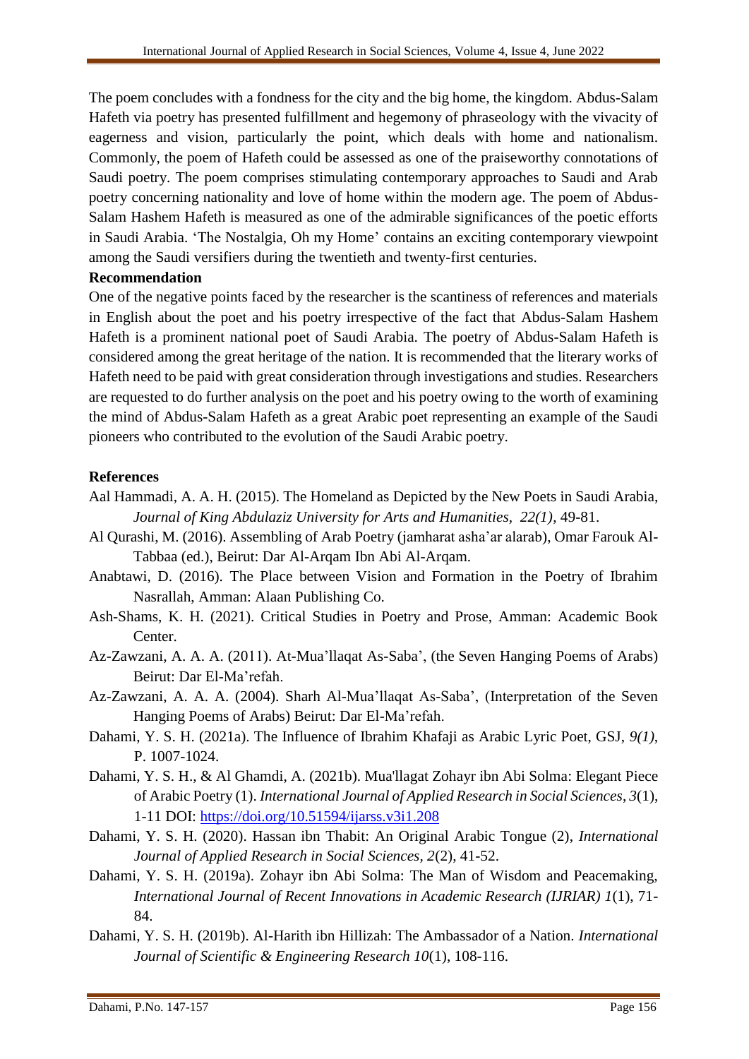The poem concludes with a fondness for the city and the big home, the kingdom. Abdus-Salam Hafeth via poetry has presented fulfillment and hegemony of phraseology with the vivacity of eagerness and vision, particularly the point, which deals with home and nationalism. Commonly, the poem of Hafeth could be assessed as one of the praiseworthy connotations of Saudi poetry. The poem comprises stimulating contemporary approaches to Saudi and Arab poetry concerning nationality and love of home within the modern age. The poem of Abdus-Salam Hashem Hafeth is measured as one of the admirable significances of the poetic efforts in Saudi Arabia. 'The Nostalgia, Oh my Home' contains an exciting contemporary viewpoint among the Saudi versifiers during the twentieth and twenty-first centuries.

**Recommendation**

One of the negative points faced by the researcher is the scantiness of references and materials in English about the poet and his poetry irrespective of the fact that Abdus-Salam Hashem Hafeth is a prominent national poet of Saudi Arabia. The poetry of Abdus-Salam Hafeth is considered among the great heritage of the nation. It is recommended that the literary works of Hafeth need to be paid with great consideration through investigations and studies. Researchers are requested to do further analysis on the poet and his poetry owing to the worth of examining the mind of Abdus-Salam Hafeth as a great Arabic poet representing an example of the Saudi pioneers who contributed to the evolution of the Saudi Arabic poetry.

**References**

Aal Hammadi, A. A. H. (2015). The Homeland as Depicted by the New Poets in Saudi Arabia, *Journal of King Abdulaziz University for Arts and Humanities, 22(1)*, 49-81.

Al Qurashi, M. (2016). Assembling of Arab Poetry (jamharat asha'ar alarab), Omar Farouk Al-Tabbaa (ed.), Beirut: Dar Al-Arqam Ibn Abi Al-Arqam.

Anabtawi, D. (2016). The Place between Vision and Formation in the Poetry of Ibrahim Nasrallah, Amman: Alaan Publishing Co.

Ash-Shams, K. H. (2021). Critical Studies in Poetry and Prose, Amman: Academic Book Center.

Az-Zawzani, A. A. A. (2011). At-Mua'llaqat As-Saba', (the Seven Hanging Poems of Arabs) Beirut: Dar El-Ma'refah.

Az-Zawzani, A. A. A. (2004). Sharh Al-Mua'llaqat As-Saba', (Interpretation of the Seven Hanging Poems of Arabs) Beirut: Dar El-Ma'refah.

Dahami, Y. S. H. (2021a). The Influence of Ibrahim Khafaji as Arabic Lyric Poet, GSJ, *9(1)*, P. 1007-1024.

Dahami, Y. S. H., & Al Ghamdi, A. (2021b). Mua'llagat Zohayr ibn Abi Solma: Elegant Piece of Arabic Poetry (1). *International Journal of Applied Research in Social Sciences*, *3*(1), 1-11 DOI: https://doi.org/10.51594/ijarss.v3i1.208

Dahami, Y. S. H. (2020). Hassan ibn Thabit: An Original Arabic Tongue (2), *International Journal of Applied Research in Social Sciences*, *2*(2), 41-52.

Dahami, Y. S. H. (2019a). Zohayr ibn Abi Solma: The Man of Wisdom and Peacemaking, *International Journal of Recent Innovations in Academic Research (IJRIAR) 1*(1), 71-84.

Dahami, Y. S. H. (2019b). Al-Harith ibn Hillizah: The Ambassador of a Nation. *International Journal of Scientific & Engineering Research 10*(1), 108-116.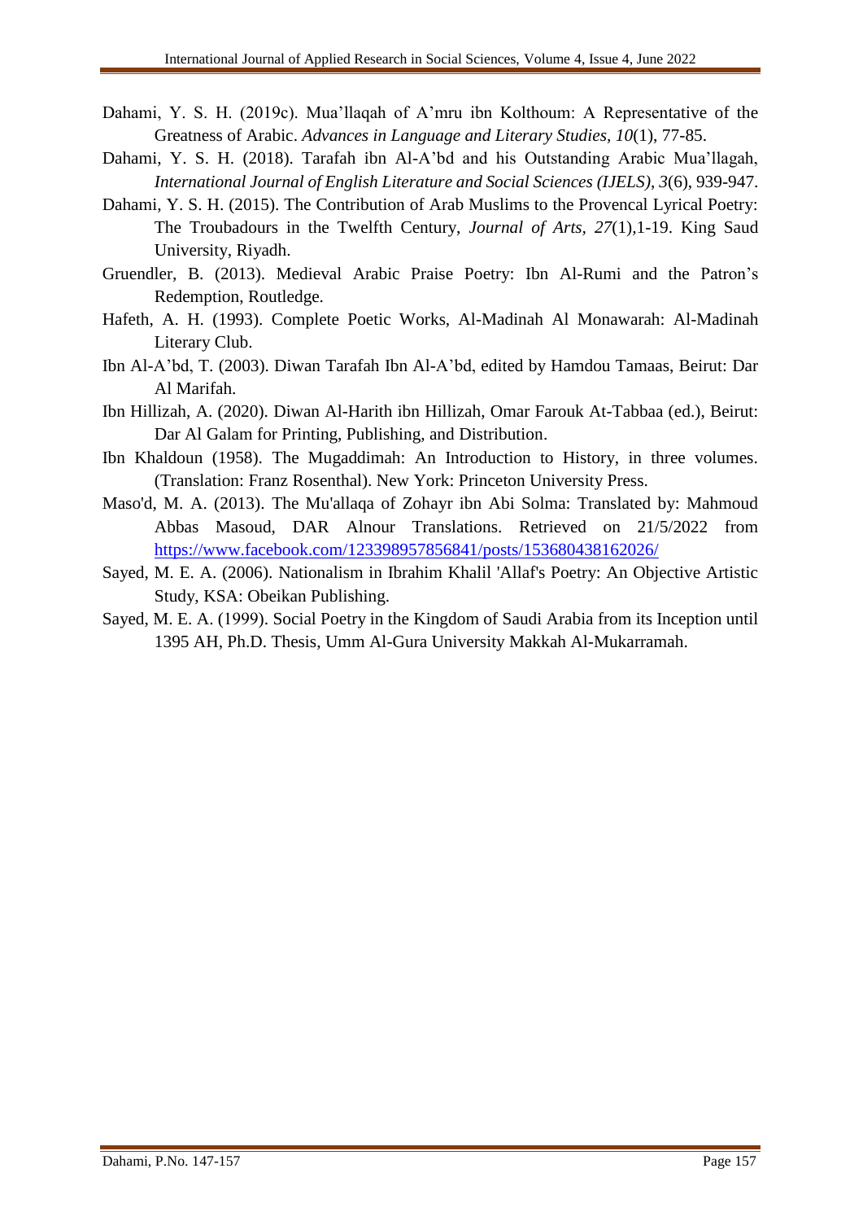Dahami, Y. S. H. (2019c). Mua'llaqah of A'mru ibn Kolthoum: A Representative of the Greatness of Arabic. *Advances in Language and Literary Studies*, *10*(1), 77-85.

Dahami, Y. S. H. (2018). Tarafah ibn Al-A'bd and his Outstanding Arabic Mua'llagah, *International Journal of English Literature and Social Sciences (IJELS)*, *3*(6), 939-947.

Dahami, Y. S. H. (2015). The Contribution of Arab Muslims to the Provencal Lyrical Poetry: The Troubadours in the Twelfth Century, *Journal of Arts*, *27*(1),1-19. King Saud University, Riyadh.

Gruendler, B. (2013). Medieval Arabic Praise Poetry: Ibn Al-Rumi and the Patron's Redemption, Routledge.

Hafeth, A. H. (1993). Complete Poetic Works, Al-Madinah Al Monawarah: Al-Madinah Literary Club.

Ibn Al-A'bd, T. (2003). Diwan Tarafah Ibn Al-A'bd, edited by Hamdou Tamaas, Beirut: Dar Al Marifah.

Ibn Hillizah, A. (2020). Diwan Al-Harith ibn Hillizah, Omar Farouk At-Tabbaa (ed.), Beirut: Dar Al Galam for Printing, Publishing, and Distribution.

Ibn Khaldoun (1958). The Mugaddimah: An Introduction to History, in three volumes. (Translation: Franz Rosenthal). New York: Princeton University Press.

Maso'd, M. A. (2013). The Mu'allaqa of Zohayr ibn Abi Solma: Translated by: Mahmoud Abbas Masoud, DAR Alnour Translations. Retrieved on 21/5/2022 from https://www.facebook.com/123398957856841/posts/153680438162026/

Sayed, M. E. A. (2006). Nationalism in Ibrahim Khalil 'Allaf's Poetry: An Objective Artistic Study, KSA: Obeikan Publishing.

Sayed, M. E. A. (1999). Social Poetry in the Kingdom of Saudi Arabia from its Inception until 1395 AH, Ph.D. Thesis, Umm Al-Gura University Makkah Al-Mukarramah.